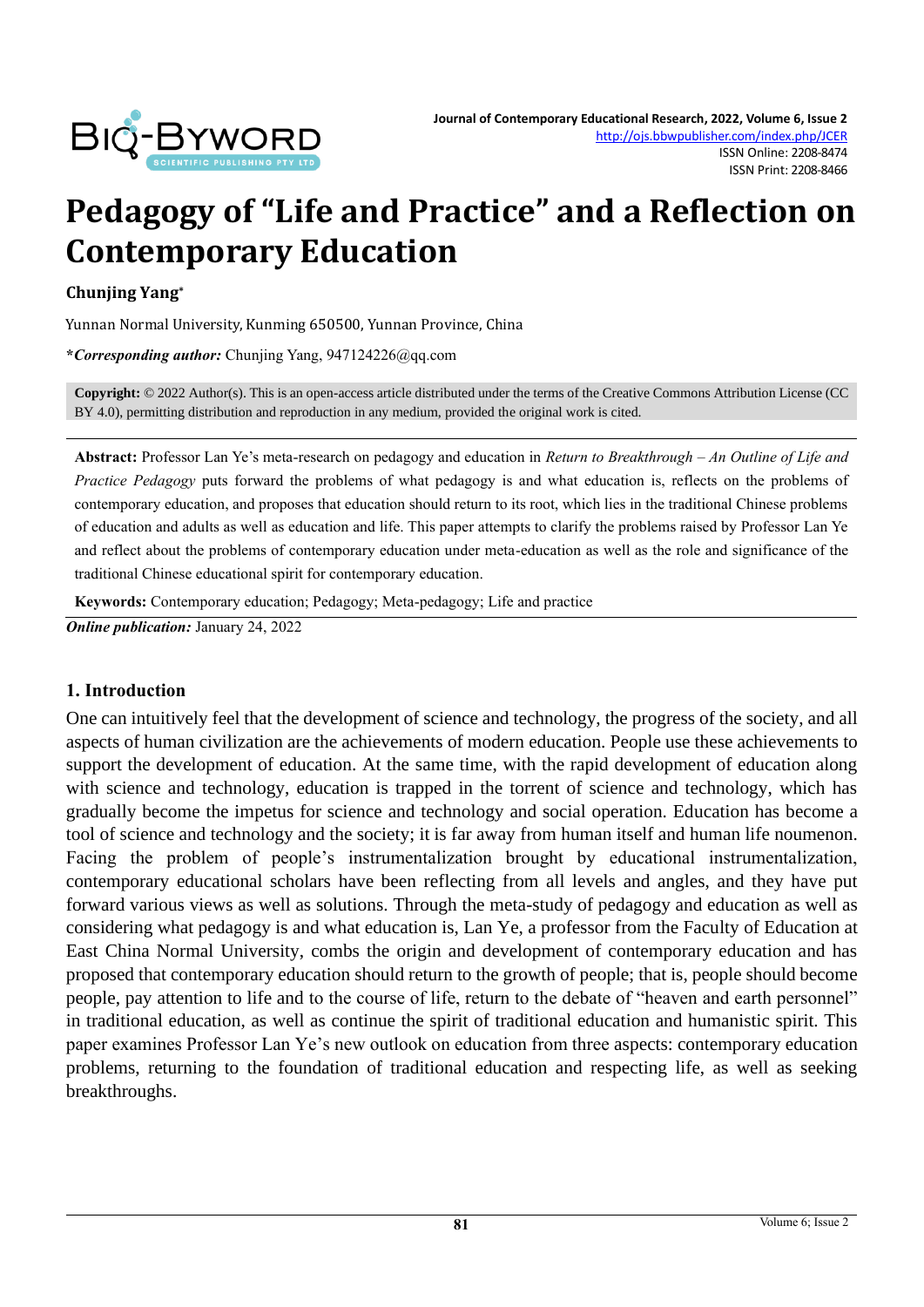# Pedagogy of "Life and Practice" and a Reflection on Contemporary Education

**Chunjing Yang***

Yunnan Normal University, Kunming 650500, Yunnan Province, China

***Corresponding author:** Chunjing Yang, 947124226@qq.com

**Copyright:** © 2022 Author(s). This is an open-access article distributed under the terms of the Creative Commons Attribution License (CC BY 4.0), permitting distribution and reproduction in any medium, provided the original work is cited.

**Abstract:** Professor Lan Ye's meta-research on pedagogy and education in *Return to Breakthrough – An Outline of Life and Practice Pedagogy* puts forward the problems of what pedagogy is and what education is, reflects on the problems of contemporary education, and proposes that education should return to its root, which lies in the traditional Chinese problems of education and adults as well as education and life. This paper attempts to clarify the problems raised by Professor Lan Ye and reflect about the problems of contemporary education under meta-education as well as the role and significance of the traditional Chinese educational spirit for contemporary education.

**Keywords:** Contemporary education; Pedagogy; Meta-pedagogy; Life and practice

***Online publication:*** January 24, 2022

## 1. Introduction

One can intuitively feel that the development of science and technology, the progress of the society, and all aspects of human civilization are the achievements of modern education. People use these achievements to support the development of education. At the same time, with the rapid development of education along with science and technology, education is trapped in the torrent of science and technology, which has gradually become the impetus for science and technology and social operation. Education has become a tool of science and technology and the society; it is far away from human itself and human life noumenon. Facing the problem of people's instrumentalization brought by educational instrumentalization, contemporary educational scholars have been reflecting from all levels and angles, and they have put forward various views as well as solutions. Through the meta-study of pedagogy and education as well as considering what pedagogy is and what education is, Lan Ye, a professor from the Faculty of Education at East China Normal University, combs the origin and development of contemporary education and has proposed that contemporary education should return to the growth of people; that is, people should become people, pay attention to life and to the course of life, return to the debate of "heaven and earth personnel" in traditional education, as well as continue the spirit of traditional education and humanistic spirit. This paper examines Professor Lan Ye's new outlook on education from three aspects: contemporary education problems, returning to the foundation of traditional education and respecting life, as well as seeking breakthroughs.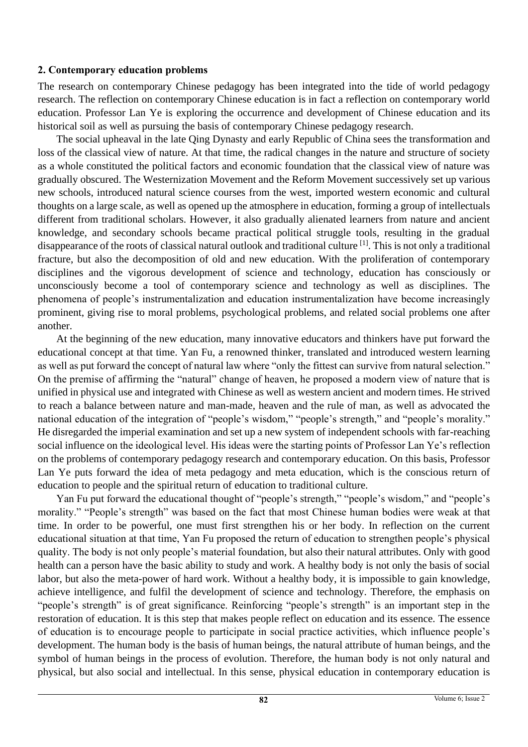## 2. Contemporary education problems

The research on contemporary Chinese pedagogy has been integrated into the tide of world pedagogy research. The reflection on contemporary Chinese education is in fact a reflection on contemporary world education. Professor Lan Ye is exploring the occurrence and development of Chinese education and its historical soil as well as pursuing the basis of contemporary Chinese pedagogy research.

The social upheaval in the late Qing Dynasty and early Republic of China sees the transformation and loss of the classical view of nature. At that time, the radical changes in the nature and structure of society as a whole constituted the political factors and economic foundation that the classical view of nature was gradually obscured. The Westernization Movement and the Reform Movement successively set up various new schools, introduced natural science courses from the west, imported western economic and cultural thoughts on a large scale, as well as opened up the atmosphere in education, forming a group of intellectuals different from traditional scholars. However, it also gradually alienated learners from nature and ancient knowledge, and secondary schools became practical political struggle tools, resulting in the gradual disappearance of the roots of classical natural outlook and traditional culture [1]. This is not only a traditional fracture, but also the decomposition of old and new education. With the proliferation of contemporary disciplines and the vigorous development of science and technology, education has consciously or unconsciously become a tool of contemporary science and technology as well as disciplines. The phenomena of people's instrumentalization and education instrumentalization have become increasingly prominent, giving rise to moral problems, psychological problems, and related social problems one after another.

At the beginning of the new education, many innovative educators and thinkers have put forward the educational concept at that time. Yan Fu, a renowned thinker, translated and introduced western learning as well as put forward the concept of natural law where "only the fittest can survive from natural selection." On the premise of affirming the "natural" change of heaven, he proposed a modern view of nature that is unified in physical use and integrated with Chinese as well as western ancient and modern times. He strived to reach a balance between nature and man-made, heaven and the rule of man, as well as advocated the national education of the integration of "people's wisdom," "people's strength," and "people's morality." He disregarded the imperial examination and set up a new system of independent schools with far-reaching social influence on the ideological level. His ideas were the starting points of Professor Lan Ye's reflection on the problems of contemporary pedagogy research and contemporary education. On this basis, Professor Lan Ye puts forward the idea of meta pedagogy and meta education, which is the conscious return of education to people and the spiritual return of education to traditional culture.

Yan Fu put forward the educational thought of "people's strength," "people's wisdom," and "people's morality." "People's strength" was based on the fact that most Chinese human bodies were weak at that time. In order to be powerful, one must first strengthen his or her body. In reflection on the current educational situation at that time, Yan Fu proposed the return of education to strengthen people's physical quality. The body is not only people's material foundation, but also their natural attributes. Only with good health can a person have the basic ability to study and work. A healthy body is not only the basis of social labor, but also the meta-power of hard work. Without a healthy body, it is impossible to gain knowledge, achieve intelligence, and fulfil the development of science and technology. Therefore, the emphasis on "people's strength" is of great significance. Reinforcing "people's strength" is an important step in the restoration of education. It is this step that makes people reflect on education and its essence. The essence of education is to encourage people to participate in social practice activities, which influence people's development. The human body is the basis of human beings, the natural attribute of human beings, and the symbol of human beings in the process of evolution. Therefore, the human body is not only natural and physical, but also social and intellectual. In this sense, physical education in contemporary education is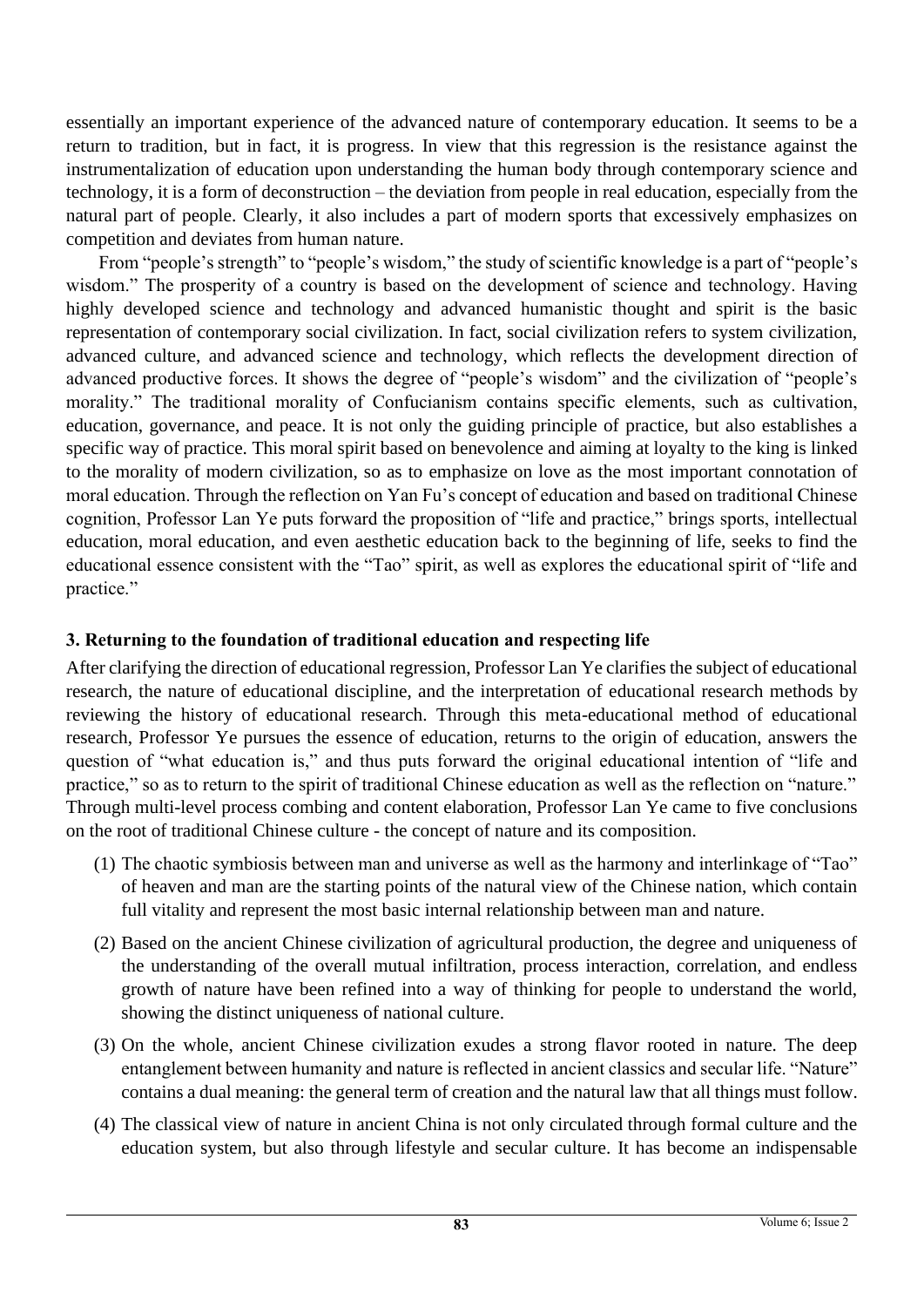essentially an important experience of the advanced nature of contemporary education. It seems to be a return to tradition, but in fact, it is progress. In view that this regression is the resistance against the instrumentalization of education upon understanding the human body through contemporary science and technology, it is a form of deconstruction – the deviation from people in real education, especially from the natural part of people. Clearly, it also includes a part of modern sports that excessively emphasizes on competition and deviates from human nature.

From "people's strength" to "people's wisdom," the study of scientific knowledge is a part of "people's wisdom." The prosperity of a country is based on the development of science and technology. Having highly developed science and technology and advanced humanistic thought and spirit is the basic representation of contemporary social civilization. In fact, social civilization refers to system civilization, advanced culture, and advanced science and technology, which reflects the development direction of advanced productive forces. It shows the degree of "people's wisdom" and the civilization of "people's morality." The traditional morality of Confucianism contains specific elements, such as cultivation, education, governance, and peace. It is not only the guiding principle of practice, but also establishes a specific way of practice. This moral spirit based on benevolence and aiming at loyalty to the king is linked to the morality of modern civilization, so as to emphasize on love as the most important connotation of moral education. Through the reflection on Yan Fu's concept of education and based on traditional Chinese cognition, Professor Lan Ye puts forward the proposition of "life and practice," brings sports, intellectual education, moral education, and even aesthetic education back to the beginning of life, seeks to find the educational essence consistent with the "Tao" spirit, as well as explores the educational spirit of "life and practice."

### 3. Returning to the foundation of traditional education and respecting life

After clarifying the direction of educational regression, Professor Lan Ye clarifies the subject of educational research, the nature of educational discipline, and the interpretation of educational research methods by reviewing the history of educational research. Through this meta-educational method of educational research, Professor Ye pursues the essence of education, returns to the origin of education, answers the question of "what education is," and thus puts forward the original educational intention of "life and practice," so as to return to the spirit of traditional Chinese education as well as the reflection on "nature." Through multi-level process combing and content elaboration, Professor Lan Ye came to five conclusions on the root of traditional Chinese culture - the concept of nature and its composition.

(1) The chaotic symbiosis between man and universe as well as the harmony and interlinkage of "Tao" of heaven and man are the starting points of the natural view of the Chinese nation, which contain full vitality and represent the most basic internal relationship between man and nature.

(2) Based on the ancient Chinese civilization of agricultural production, the degree and uniqueness of the understanding of the overall mutual infiltration, process interaction, correlation, and endless growth of nature have been refined into a way of thinking for people to understand the world, showing the distinct uniqueness of national culture.

(3) On the whole, ancient Chinese civilization exudes a strong flavor rooted in nature. The deep entanglement between humanity and nature is reflected in ancient classics and secular life. "Nature" contains a dual meaning: the general term of creation and the natural law that all things must follow.

(4) The classical view of nature in ancient China is not only circulated through formal culture and the education system, but also through lifestyle and secular culture. It has become an indispensable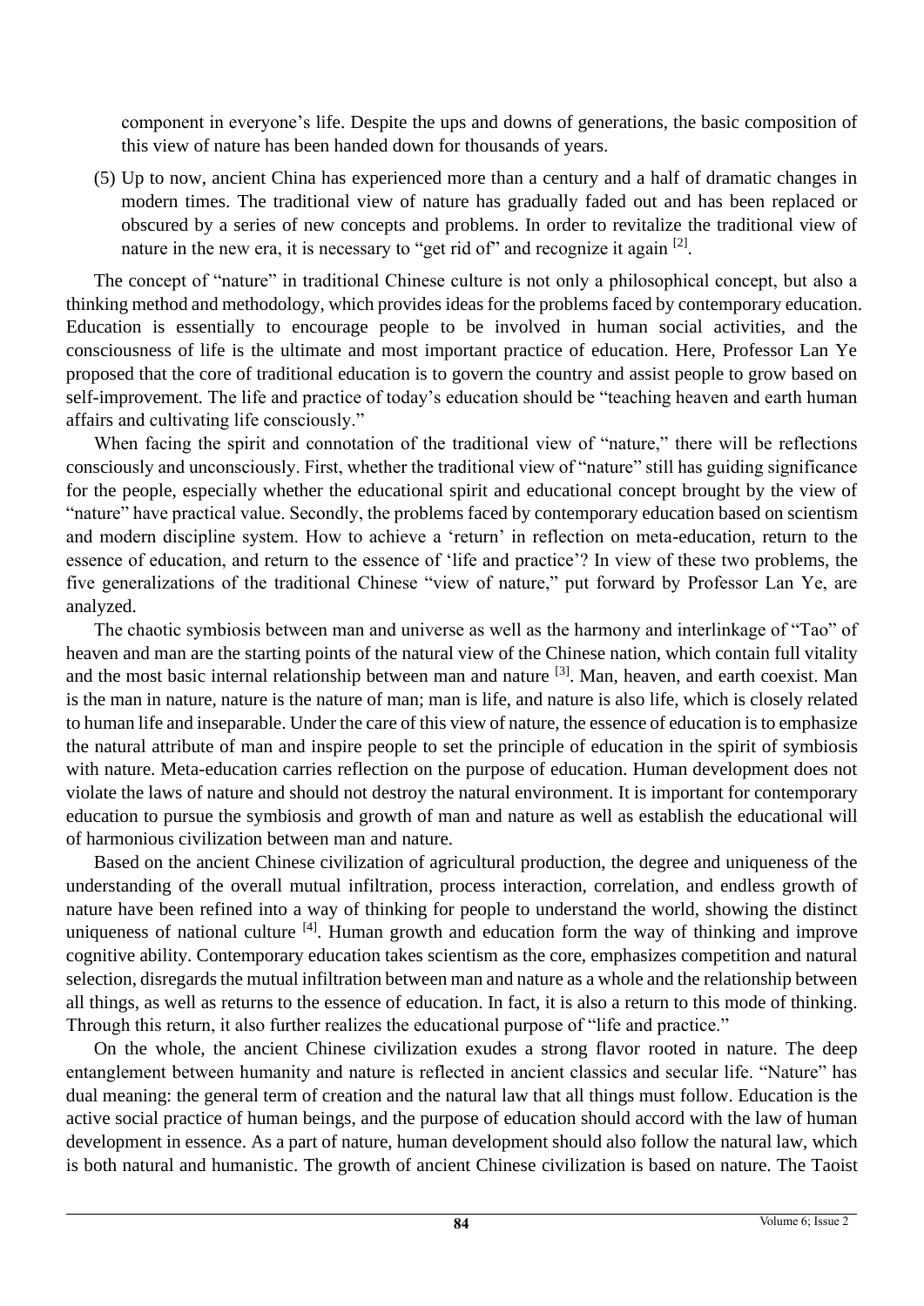component in everyone's life. Despite the ups and downs of generations, the basic composition of this view of nature has been handed down for thousands of years.

(5) Up to now, ancient China has experienced more than a century and a half of dramatic changes in modern times. The traditional view of nature has gradually faded out and has been replaced or obscured by a series of new concepts and problems. In order to revitalize the traditional view of nature in the new era, it is necessary to "get rid of" and recognize it again [2].

The concept of "nature" in traditional Chinese culture is not only a philosophical concept, but also a thinking method and methodology, which provides ideas for the problems faced by contemporary education. Education is essentially to encourage people to be involved in human social activities, and the consciousness of life is the ultimate and most important practice of education. Here, Professor Lan Ye proposed that the core of traditional education is to govern the country and assist people to grow based on self-improvement. The life and practice of today's education should be "teaching heaven and earth human affairs and cultivating life consciously."

When facing the spirit and connotation of the traditional view of "nature," there will be reflections consciously and unconsciously. First, whether the traditional view of "nature" still has guiding significance for the people, especially whether the educational spirit and educational concept brought by the view of "nature" have practical value. Secondly, the problems faced by contemporary education based on scientism and modern discipline system. How to achieve a 'return' in reflection on meta-education, return to the essence of education, and return to the essence of 'life and practice'? In view of these two problems, the five generalizations of the traditional Chinese "view of nature," put forward by Professor Lan Ye, are analyzed.

The chaotic symbiosis between man and universe as well as the harmony and interlinkage of "Tao" of heaven and man are the starting points of the natural view of the Chinese nation, which contain full vitality and the most basic internal relationship between man and nature [3]. Man, heaven, and earth coexist. Man is the man in nature, nature is the nature of man; man is life, and nature is also life, which is closely related to human life and inseparable. Under the care of this view of nature, the essence of education is to emphasize the natural attribute of man and inspire people to set the principle of education in the spirit of symbiosis with nature. Meta-education carries reflection on the purpose of education. Human development does not violate the laws of nature and should not destroy the natural environment. It is important for contemporary education to pursue the symbiosis and growth of man and nature as well as establish the educational will of harmonious civilization between man and nature.

Based on the ancient Chinese civilization of agricultural production, the degree and uniqueness of the understanding of the overall mutual infiltration, process interaction, correlation, and endless growth of nature have been refined into a way of thinking for people to understand the world, showing the distinct uniqueness of national culture [4]. Human growth and education form the way of thinking and improve cognitive ability. Contemporary education takes scientism as the core, emphasizes competition and natural selection, disregards the mutual infiltration between man and nature as a whole and the relationship between all things, as well as returns to the essence of education. In fact, it is also a return to this mode of thinking. Through this return, it also further realizes the educational purpose of "life and practice."

On the whole, the ancient Chinese civilization exudes a strong flavor rooted in nature. The deep entanglement between humanity and nature is reflected in ancient classics and secular life. "Nature" has dual meaning: the general term of creation and the natural law that all things must follow. Education is the active social practice of human beings, and the purpose of education should accord with the law of human development in essence. As a part of nature, human development should also follow the natural law, which is both natural and humanistic. The growth of ancient Chinese civilization is based on nature. The Taoist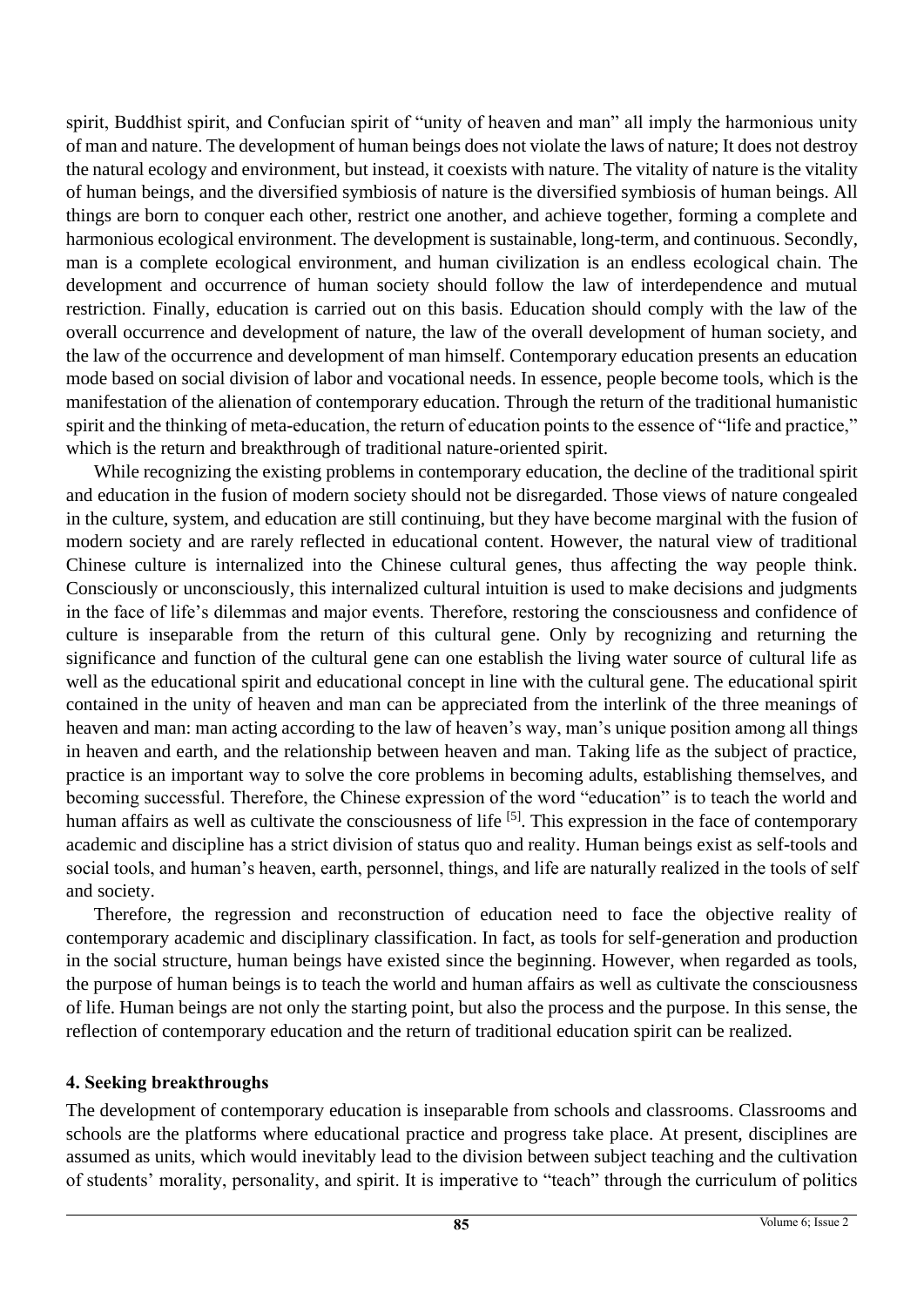spirit, Buddhist spirit, and Confucian spirit of "unity of heaven and man" all imply the harmonious unity of man and nature. The development of human beings does not violate the laws of nature; It does not destroy the natural ecology and environment, but instead, it coexists with nature. The vitality of nature is the vitality of human beings, and the diversified symbiosis of nature is the diversified symbiosis of human beings. All things are born to conquer each other, restrict one another, and achieve together, forming a complete and harmonious ecological environment. The development is sustainable, long-term, and continuous. Secondly, man is a complete ecological environment, and human civilization is an endless ecological chain. The development and occurrence of human society should follow the law of interdependence and mutual restriction. Finally, education is carried out on this basis. Education should comply with the law of the overall occurrence and development of nature, the law of the overall development of human society, and the law of the occurrence and development of man himself. Contemporary education presents an education mode based on social division of labor and vocational needs. In essence, people become tools, which is the manifestation of the alienation of contemporary education. Through the return of the traditional humanistic spirit and the thinking of meta-education, the return of education points to the essence of "life and practice," which is the return and breakthrough of traditional nature-oriented spirit.

While recognizing the existing problems in contemporary education, the decline of the traditional spirit and education in the fusion of modern society should not be disregarded. Those views of nature congealed in the culture, system, and education are still continuing, but they have become marginal with the fusion of modern society and are rarely reflected in educational content. However, the natural view of traditional Chinese culture is internalized into the Chinese cultural genes, thus affecting the way people think. Consciously or unconsciously, this internalized cultural intuition is used to make decisions and judgments in the face of life's dilemmas and major events. Therefore, restoring the consciousness and confidence of culture is inseparable from the return of this cultural gene. Only by recognizing and returning the significance and function of the cultural gene can one establish the living water source of cultural life as well as the educational spirit and educational concept in line with the cultural gene. The educational spirit contained in the unity of heaven and man can be appreciated from the interlink of the three meanings of heaven and man: man acting according to the law of heaven's way, man's unique position among all things in heaven and earth, and the relationship between heaven and man. Taking life as the subject of practice, practice is an important way to solve the core problems in becoming adults, establishing themselves, and becoming successful. Therefore, the Chinese expression of the word "education" is to teach the world and human affairs as well as cultivate the consciousness of life [5]. This expression in the face of contemporary academic and discipline has a strict division of status quo and reality. Human beings exist as self-tools and social tools, and human's heaven, earth, personnel, things, and life are naturally realized in the tools of self and society.

Therefore, the regression and reconstruction of education need to face the objective reality of contemporary academic and disciplinary classification. In fact, as tools for self-generation and production in the social structure, human beings have existed since the beginning. However, when regarded as tools, the purpose of human beings is to teach the world and human affairs as well as cultivate the consciousness of life. Human beings are not only the starting point, but also the process and the purpose. In this sense, the reflection of contemporary education and the return of traditional education spirit can be realized.

## 4. Seeking breakthroughs

The development of contemporary education is inseparable from schools and classrooms. Classrooms and schools are the platforms where educational practice and progress take place. At present, disciplines are assumed as units, which would inevitably lead to the division between subject teaching and the cultivation of students' morality, personality, and spirit. It is imperative to "teach" through the curriculum of politics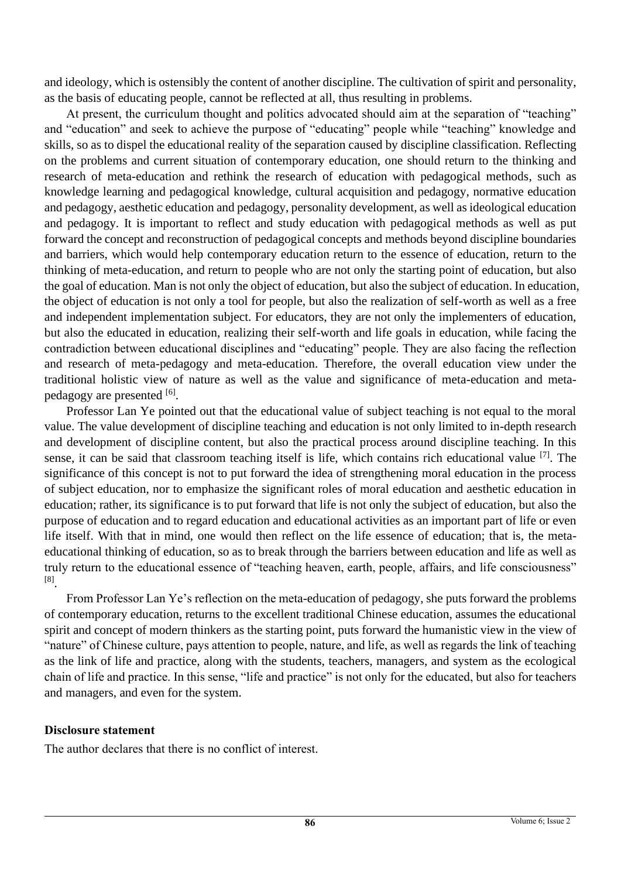and ideology, which is ostensibly the content of another discipline. The cultivation of spirit and personality, as the basis of educating people, cannot be reflected at all, thus resulting in problems.

At present, the curriculum thought and politics advocated should aim at the separation of "teaching" and "education" and seek to achieve the purpose of "educating" people while "teaching" knowledge and skills, so as to dispel the educational reality of the separation caused by discipline classification. Reflecting on the problems and current situation of contemporary education, one should return to the thinking and research of meta-education and rethink the research of education with pedagogical methods, such as knowledge learning and pedagogical knowledge, cultural acquisition and pedagogy, normative education and pedagogy, aesthetic education and pedagogy, personality development, as well as ideological education and pedagogy. It is important to reflect and study education with pedagogical methods as well as put forward the concept and reconstruction of pedagogical concepts and methods beyond discipline boundaries and barriers, which would help contemporary education return to the essence of education, return to the thinking of meta-education, and return to people who are not only the starting point of education, but also the goal of education. Man is not only the object of education, but also the subject of education. In education, the object of education is not only a tool for people, but also the realization of self-worth as well as a free and independent implementation subject. For educators, they are not only the implementers of education, but also the educated in education, realizing their self-worth and life goals in education, while facing the contradiction between educational disciplines and "educating" people. They are also facing the reflection and research of meta-pedagogy and meta-education. Therefore, the overall education view under the traditional holistic view of nature as well as the value and significance of meta-education and meta-pedagogy are presented [6].

Professor Lan Ye pointed out that the educational value of subject teaching is not equal to the moral value. The value development of discipline teaching and education is not only limited to in-depth research and development of discipline content, but also the practical process around discipline teaching. In this sense, it can be said that classroom teaching itself is life, which contains rich educational value [7]. The significance of this concept is not to put forward the idea of strengthening moral education in the process of subject education, nor to emphasize the significant roles of moral education and aesthetic education in education; rather, its significance is to put forward that life is not only the subject of education, but also the purpose of education and to regard education and educational activities as an important part of life or even life itself. With that in mind, one would then reflect on the life essence of education; that is, the meta-educational thinking of education, so as to break through the barriers between education and life as well as truly return to the educational essence of "teaching heaven, earth, people, affairs, and life consciousness" [8].

From Professor Lan Ye's reflection on the meta-education of pedagogy, she puts forward the problems of contemporary education, returns to the excellent traditional Chinese education, assumes the educational spirit and concept of modern thinkers as the starting point, puts forward the humanistic view in the view of "nature" of Chinese culture, pays attention to people, nature, and life, as well as regards the link of teaching as the link of life and practice, along with the students, teachers, managers, and system as the ecological chain of life and practice. In this sense, "life and practice" is not only for the educated, but also for teachers and managers, and even for the system.

**Disclosure statement**

The author declares that there is no conflict of interest.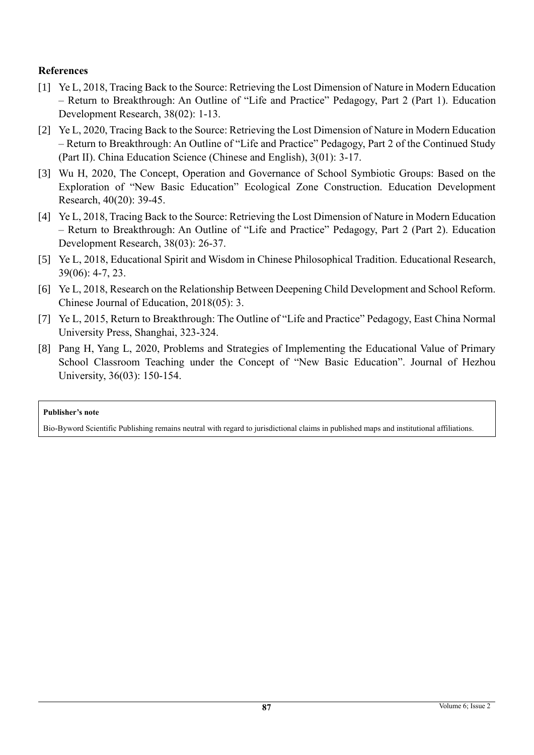## References

[1] Ye L, 2018, Tracing Back to the Source: Retrieving the Lost Dimension of Nature in Modern Education – Return to Breakthrough: An Outline of "Life and Practice" Pedagogy, Part 2 (Part 1). Education Development Research, 38(02): 1-13.

[2] Ye L, 2020, Tracing Back to the Source: Retrieving the Lost Dimension of Nature in Modern Education – Return to Breakthrough: An Outline of "Life and Practice" Pedagogy, Part 2 of the Continued Study (Part II). China Education Science (Chinese and English), 3(01): 3-17.

[3] Wu H, 2020, The Concept, Operation and Governance of School Symbiotic Groups: Based on the Exploration of "New Basic Education" Ecological Zone Construction. Education Development Research, 40(20): 39-45.

[4] Ye L, 2018, Tracing Back to the Source: Retrieving the Lost Dimension of Nature in Modern Education – Return to Breakthrough: An Outline of "Life and Practice" Pedagogy, Part 2 (Part 2). Education Development Research, 38(03): 26-37.

[5] Ye L, 2018, Educational Spirit and Wisdom in Chinese Philosophical Tradition. Educational Research, 39(06): 4-7, 23.

[6] Ye L, 2018, Research on the Relationship Between Deepening Child Development and School Reform. Chinese Journal of Education, 2018(05): 3.

[7] Ye L, 2015, Return to Breakthrough: The Outline of "Life and Practice" Pedagogy, East China Normal University Press, Shanghai, 323-324.

[8] Pang H, Yang L, 2020, Problems and Strategies of Implementing the Educational Value of Primary School Classroom Teaching under the Concept of "New Basic Education". Journal of Hezhou University, 36(03): 150-154.

**Publisher's note**

Bio-Byword Scientific Publishing remains neutral with regard to jurisdictional claims in published maps and institutional affiliations.